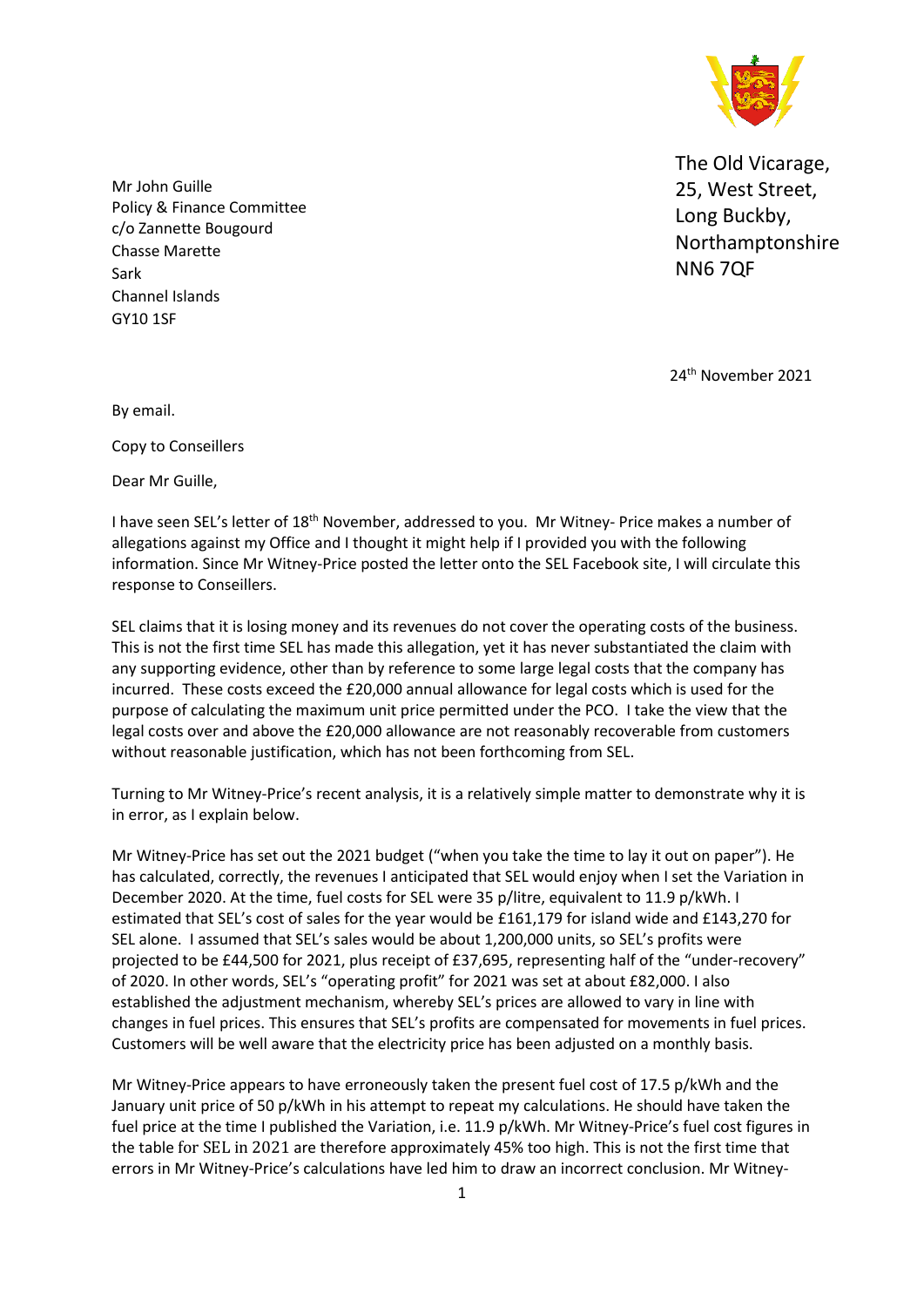The Old Vicarage,
25, West Street,
Long Buckby,
Northamptonshire
NN6 7QF

Mr John Guille
Policy & Finance Committee
c/o Zannette Bougourd
Chasse Marette
Sark
Channel Islands
GY10 1SF

24th November 2021

By email.

Copy to Conseillers

Dear Mr Guille,

I have seen SEL's letter of 18th November, addressed to you. Mr Witney- Price makes a number of allegations against my Office and I thought it might help if I provided you with the following information. Since Mr Witney-Price posted the letter onto the SEL Facebook site, I will circulate this response to Conseillers.

SEL claims that it is losing money and its revenues do not cover the operating costs of the business. This is not the first time SEL has made this allegation, yet it has never substantiated the claim with any supporting evidence, other than by reference to some large legal costs that the company has incurred. These costs exceed the £20,000 annual allowance for legal costs which is used for the purpose of calculating the maximum unit price permitted under the PCO. I take the view that the legal costs over and above the £20,000 allowance are not reasonably recoverable from customers without reasonable justification, which has not been forthcoming from SEL.

Turning to Mr Witney-Price's recent analysis, it is a relatively simple matter to demonstrate why it is in error, as I explain below.

Mr Witney-Price has set out the 2021 budget ("when you take the time to lay it out on paper"). He has calculated, correctly, the revenues I anticipated that SEL would enjoy when I set the Variation in December 2020. At the time, fuel costs for SEL were 35 p/litre, equivalent to 11.9 p/kWh. I estimated that SEL's cost of sales for the year would be £161,179 for island wide and £143,270 for SEL alone. I assumed that SEL's sales would be about 1,200,000 units, so SEL's profits were projected to be £44,500 for 2021, plus receipt of £37,695, representing half of the "under-recovery" of 2020. In other words, SEL's "operating profit" for 2021 was set at about £82,000. I also established the adjustment mechanism, whereby SEL's prices are allowed to vary in line with changes in fuel prices. This ensures that SEL's profits are compensated for movements in fuel prices. Customers will be well aware that the electricity price has been adjusted on a monthly basis.

Mr Witney-Price appears to have erroneously taken the present fuel cost of 17.5 p/kWh and the January unit price of 50 p/kWh in his attempt to repeat my calculations. He should have taken the fuel price at the time I published the Variation, i.e. 11.9 p/kWh. Mr Witney-Price's fuel cost figures in the table for SEL in 2021 are therefore approximately 45% too high. This is not the first time that errors in Mr Witney-Price's calculations have led him to draw an incorrect conclusion. Mr Witney-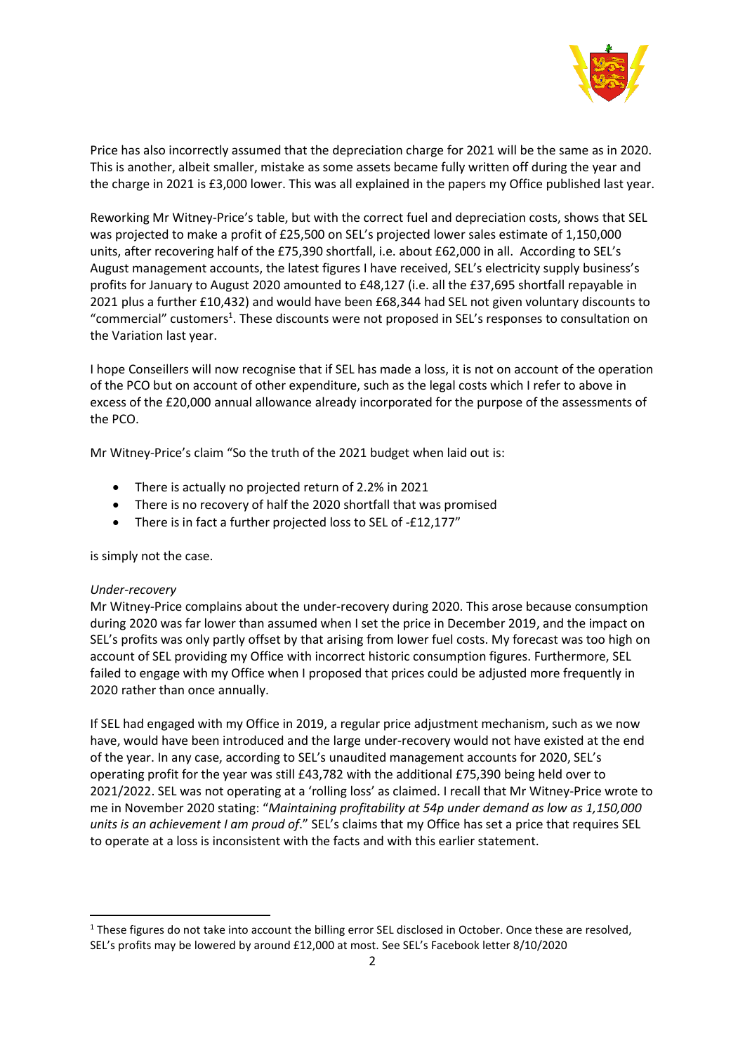Price has also incorrectly assumed that the depreciation charge for 2021 will be the same as in 2020. This is another, albeit smaller, mistake as some assets became fully written off during the year and the charge in 2021 is £3,000 lower. This was all explained in the papers my Office published last year.

Reworking Mr Witney-Price's table, but with the correct fuel and depreciation costs, shows that SEL was projected to make a profit of £25,500 on SEL's projected lower sales estimate of 1,150,000 units, after recovering half of the £75,390 shortfall, i.e. about £62,000 in all. According to SEL's August management accounts, the latest figures I have received, SEL's electricity supply business's profits for January to August 2020 amounted to £48,127 (i.e. all the £37,695 shortfall repayable in 2021 plus a further £10,432) and would have been £68,344 had SEL not given voluntary discounts to "commercial" customers[1]. These discounts were not proposed in SEL's responses to consultation on the Variation last year.

I hope Conseillers will now recognise that if SEL has made a loss, it is not on account of the operation of the PCO but on account of other expenditure, such as the legal costs which I refer to above in excess of the £20,000 annual allowance already incorporated for the purpose of the assessments of the PCO.

Mr Witney-Price's claim "So the truth of the 2021 budget when laid out is:

- There is actually no projected return of 2.2% in 2021
- There is no recovery of half the 2020 shortfall that was promised
- There is in fact a further projected loss to SEL of -£12,177"

is simply not the case.

*Under-recovery*

Mr Witney-Price complains about the under-recovery during 2020. This arose because consumption during 2020 was far lower than assumed when I set the price in December 2019, and the impact on SEL's profits was only partly offset by that arising from lower fuel costs. My forecast was too high on account of SEL providing my Office with incorrect historic consumption figures. Furthermore, SEL failed to engage with my Office when I proposed that prices could be adjusted more frequently in 2020 rather than once annually.

If SEL had engaged with my Office in 2019, a regular price adjustment mechanism, such as we now have, would have been introduced and the large under-recovery would not have existed at the end of the year. In any case, according to SEL's unaudited management accounts for 2020, SEL's operating profit for the year was still £43,782 with the additional £75,390 being held over to 2021/2022. SEL was not operating at a 'rolling loss' as claimed. I recall that Mr Witney-Price wrote to me in November 2020 stating: "*Maintaining profitability at 54p under demand as low as 1,150,000 units is an achievement I am proud of*." SEL's claims that my Office has set a price that requires SEL to operate at a loss is inconsistent with the facts and with this earlier statement.

---

[1] These figures do not take into account the billing error SEL disclosed in October. Once these are resolved, SEL's profits may be lowered by around £12,000 at most. See SEL's Facebook letter 8/10/2020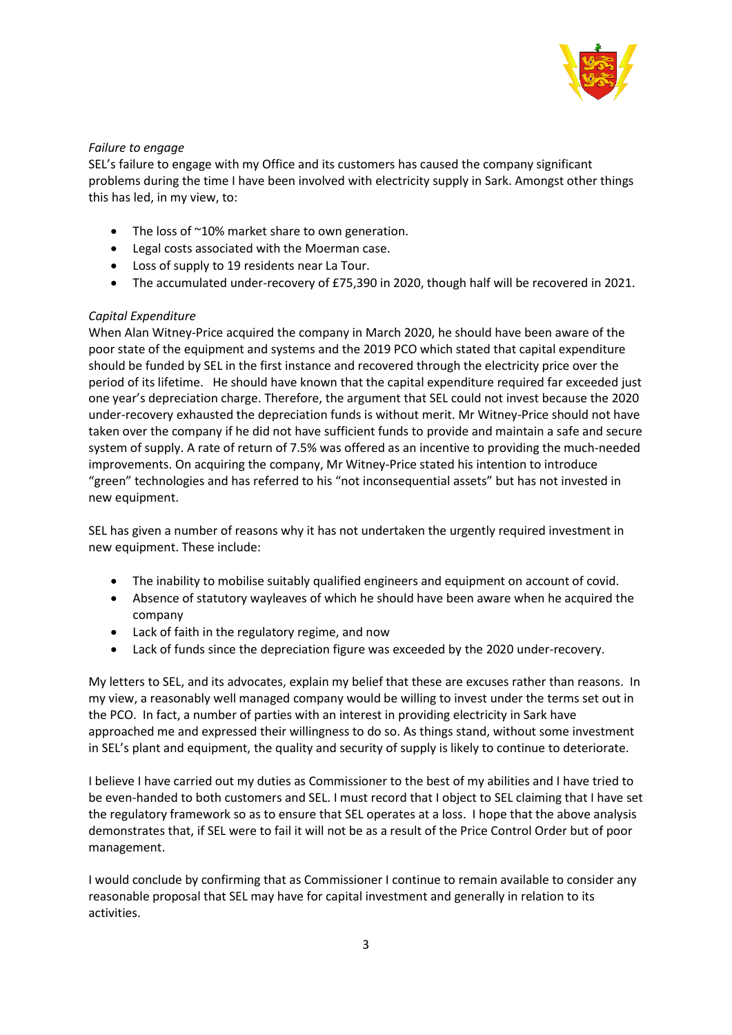*Failure to engage*

SEL's failure to engage with my Office and its customers has caused the company significant problems during the time I have been involved with electricity supply in Sark. Amongst other things this has led, in my view, to:

- The loss of ~10% market share to own generation.
- Legal costs associated with the Moerman case.
- Loss of supply to 19 residents near La Tour.
- The accumulated under-recovery of £75,390 in 2020, though half will be recovered in 2021.

*Capital Expenditure*

When Alan Witney-Price acquired the company in March 2020, he should have been aware of the poor state of the equipment and systems and the 2019 PCO which stated that capital expenditure should be funded by SEL in the first instance and recovered through the electricity price over the period of its lifetime. He should have known that the capital expenditure required far exceeded just one year's depreciation charge. Therefore, the argument that SEL could not invest because the 2020 under-recovery exhausted the depreciation funds is without merit. Mr Witney-Price should not have taken over the company if he did not have sufficient funds to provide and maintain a safe and secure system of supply. A rate of return of 7.5% was offered as an incentive to providing the much-needed improvements. On acquiring the company, Mr Witney-Price stated his intention to introduce "green" technologies and has referred to his "not inconsequential assets" but has not invested in new equipment.

SEL has given a number of reasons why it has not undertaken the urgently required investment in new equipment. These include:

- The inability to mobilise suitably qualified engineers and equipment on account of covid.
- Absence of statutory wayleaves of which he should have been aware when he acquired the company
- Lack of faith in the regulatory regime, and now
- Lack of funds since the depreciation figure was exceeded by the 2020 under-recovery.

My letters to SEL, and its advocates, explain my belief that these are excuses rather than reasons. In my view, a reasonably well managed company would be willing to invest under the terms set out in the PCO. In fact, a number of parties with an interest in providing electricity in Sark have approached me and expressed their willingness to do so. As things stand, without some investment in SEL's plant and equipment, the quality and security of supply is likely to continue to deteriorate.

I believe I have carried out my duties as Commissioner to the best of my abilities and I have tried to be even-handed to both customers and SEL. I must record that I object to SEL claiming that I have set the regulatory framework so as to ensure that SEL operates at a loss. I hope that the above analysis demonstrates that, if SEL were to fail it will not be as a result of the Price Control Order but of poor management.

I would conclude by confirming that as Commissioner I continue to remain available to consider any reasonable proposal that SEL may have for capital investment and generally in relation to its activities.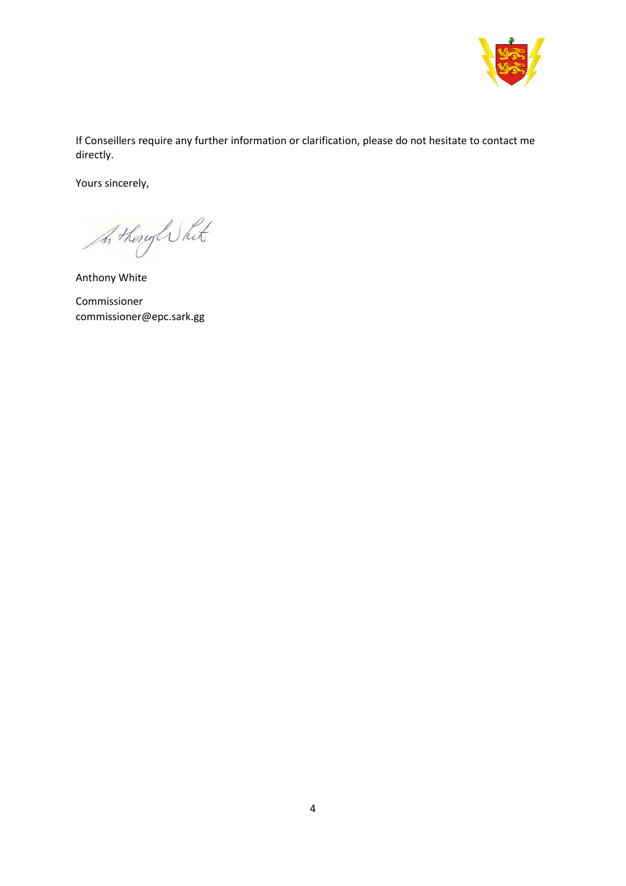If Conseillers require any further information or clarification, please do not hesitate to contact me directly.

Yours sincerely,

Anthony White

Commissioner
commissioner@epc.sark.gg